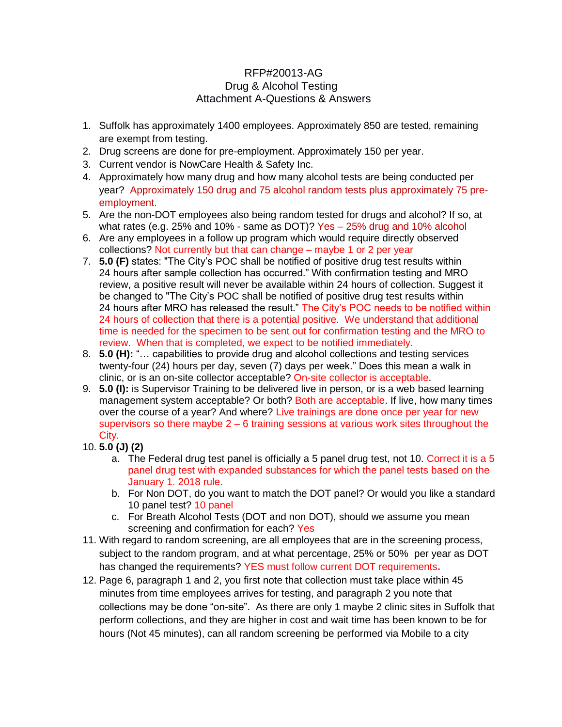RFP#20013-AG
Drug & Alcohol Testing
Attachment A-Questions & Answers

1. Suffolk has approximately 1400 employees. Approximately 850 are tested, remaining are exempt from testing.
2. Drug screens are done for pre-employment. Approximately 150 per year.
3. Current vendor is NowCare Health & Safety Inc.
4. Approximately how many drug and how many alcohol tests are being conducted per year? Approximately 150 drug and 75 alcohol random tests plus approximately 75 pre-employment.
5. Are the non-DOT employees also being random tested for drugs and alcohol? If so, at what rates (e.g. 25% and 10% - same as DOT)? Yes – 25% drug and 10% alcohol
6. Are any employees in a follow up program which would require directly observed collections? Not currently but that can change – maybe 1 or 2 per year
7. **5.0 (F)** states: "The City's POC shall be notified of positive drug test results within 24 hours after sample collection has occurred." With confirmation testing and MRO review, a positive result will never be available within 24 hours of collection. Suggest it be changed to "The City's POC shall be notified of positive drug test results within 24 hours after MRO has released the result." The City's POC needs to be notified within 24 hours of collection that there is a potential positive. We understand that additional time is needed for the specimen to be sent out for confirmation testing and the MRO to review. When that is completed, we expect to be notified immediately.
8. **5.0 (H):** "… capabilities to provide drug and alcohol collections and testing services twenty-four (24) hours per day, seven (7) days per week." Does this mean a walk in clinic, or is an on-site collector acceptable? On-site collector is acceptable.
9. **5.0 (I):** is Supervisor Training to be delivered live in person, or is a web based learning management system acceptable? Or both? Both are acceptable. If live, how many times over the course of a year? And where? Live trainings are done once per year for new supervisors so there maybe 2 – 6 training sessions at various work sites throughout the City.
10. **5.0 (J) (2)**
    a. The Federal drug test panel is officially a 5 panel drug test, not 10. Correct it is a 5 panel drug test with expanded substances for which the panel tests based on the January 1. 2018 rule.
    b. For Non DOT, do you want to match the DOT panel? Or would you like a standard 10 panel test? 10 panel
    c. For Breath Alcohol Tests (DOT and non DOT), should we assume you mean screening and confirmation for each? Yes
11. With regard to random screening, are all employees that are in the screening process, subject to the random program, and at what percentage, 25% or 50% per year as DOT has changed the requirements? YES must follow current DOT requirements**.**
12. Page 6, paragraph 1 and 2, you first note that collection must take place within 45 minutes from time employees arrives for testing, and paragraph 2 you note that collections may be done "on-site". As there are only 1 maybe 2 clinic sites in Suffolk that perform collections, and they are higher in cost and wait time has been known to be for hours (Not 45 minutes), can all random screening be performed via Mobile to a city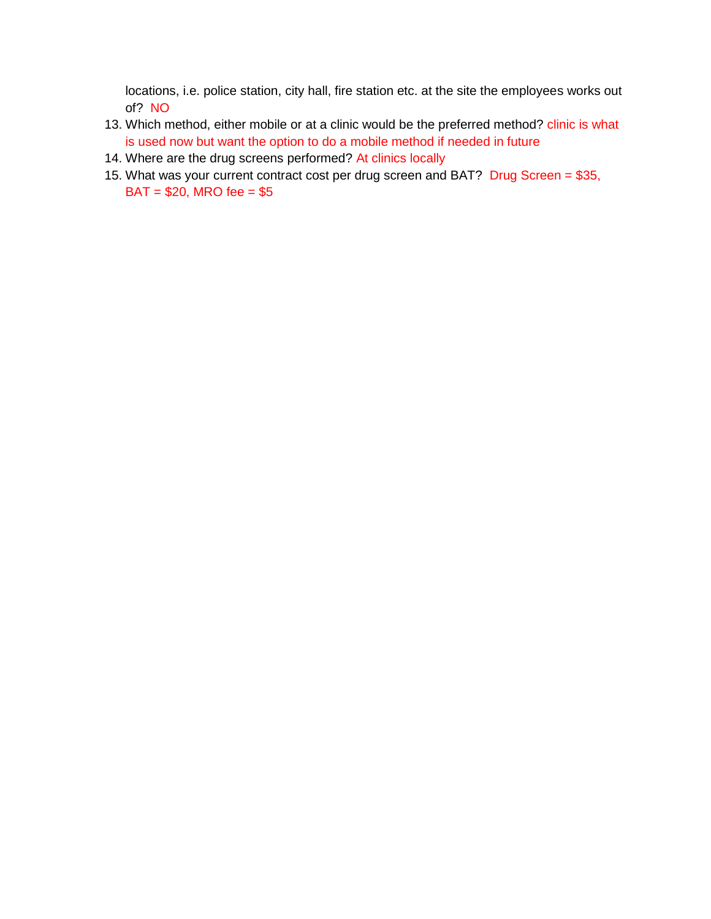locations, i.e. police station, city hall, fire station etc. at the site the employees works out of? NO

13. Which method, either mobile or at a clinic would be the preferred method? clinic is what is used now but want the option to do a mobile method if needed in future
14. Where are the drug screens performed? At clinics locally
15. What was your current contract cost per drug screen and BAT? Drug Screen = $35, BAT = $20, MRO fee = $5